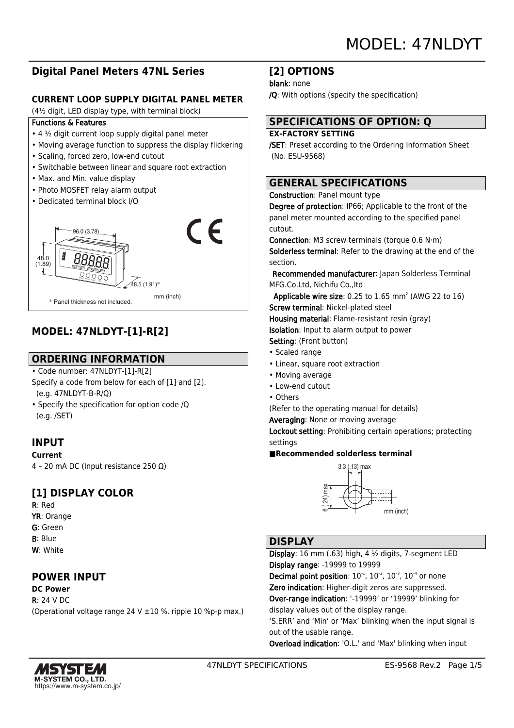# MODEL: 47NLDYT

## Digital Panel Meters 47NL Series

### CURRENT LOOP SUPPLY DIGITAL PANEL METER

(4½ digit, LED display type, with terminal block)

Functions & Features

- 4 ½ digit current loop supply digital panel meter
- Moving average function to suppress the display flickering
- Scaling, forced zero, low-end cutout
- Switchable between linear and square root extraction
- Max. and Min. value display
- Photo MOSFET relay alarm output
- Dedicated terminal block I/O

96.0 (3.78)

48.0 (1.89)

48.5 (1.91)*

mm (inch)

\* Panel thickness not included.

## MODEL: 47NLDYT-[1]-R[2]

## ORDERING INFORMATION

- Code number: 47NLDYT-[1]-R[2]

Specify a code from below for each of [1] and [2].
(e.g. 47NLDYT-B-R/Q)

- Specify the specification for option code /Q
(e.g. /SET)

## INPUT

**Current**

4 – 20 mA DC (Input resistance 250 Ω)

## [1] DISPLAY COLOR

R: Red
YR: Orange
G: Green
B: Blue
W: White

## POWER INPUT

**DC Power**

R: 24 V DC
(Operational voltage range 24 V ±10 %, ripple 10 %p-p max.)

## [2] OPTIONS

blank: none
/Q: With options (specify the specification)

## SPECIFICATIONS OF OPTION: Q

**EX-FACTORY SETTING**

/SET: Preset according to the Ordering Information Sheet (No. ESU-9568)

## GENERAL SPECIFICATIONS

Construction: Panel mount type

Degree of protection: IP66; Applicable to the front of the panel meter mounted according to the specified panel cutout.

Connection: M3 screw terminals (torque 0.6 N·m)

Solderless terminal: Refer to the drawing at the end of the section.

Recommended manufacturer: Japan Solderless Terminal MFG.Co.Ltd, Nichifu Co.,ltd

Applicable wire size: 0.25 to 1.65 $mm^2$ (AWG 22 to 16)

Screw terminal: Nickel-plated steel

Housing material: Flame-resistant resin (gray)

Isolation: Input to alarm output to power

Setting: (Front button)

- Scaled range
- Linear, square root extraction
- Moving average
- Low-end cutout
- Others

(Refer to the operating manual for details)

Averaging: None or moving average

Lockout setting: Prohibiting certain operations; protecting settings

**■Recommended solderless terminal**

3.3 (.13) max

6 (.24) max

mm (inch)

## DISPLAY

Display: 16 mm (.63) high, 4 ½ digits, 7-segment LED

Display range: -19999 to 19999

Decimal point position: $10^{-1}$, $10^{-2}$, $10^{-3}$, $10^{-4}$ or none

Zero indication: Higher-digit zeros are suppressed.

Over-range indication: '-19999' or '19999' blinking for display values out of the display range.

'S.ERR' and 'Min' or 'Max' blinking when the input signal is out of the usable range.

Overload indication: 'O.L.' and 'Max' blinking when input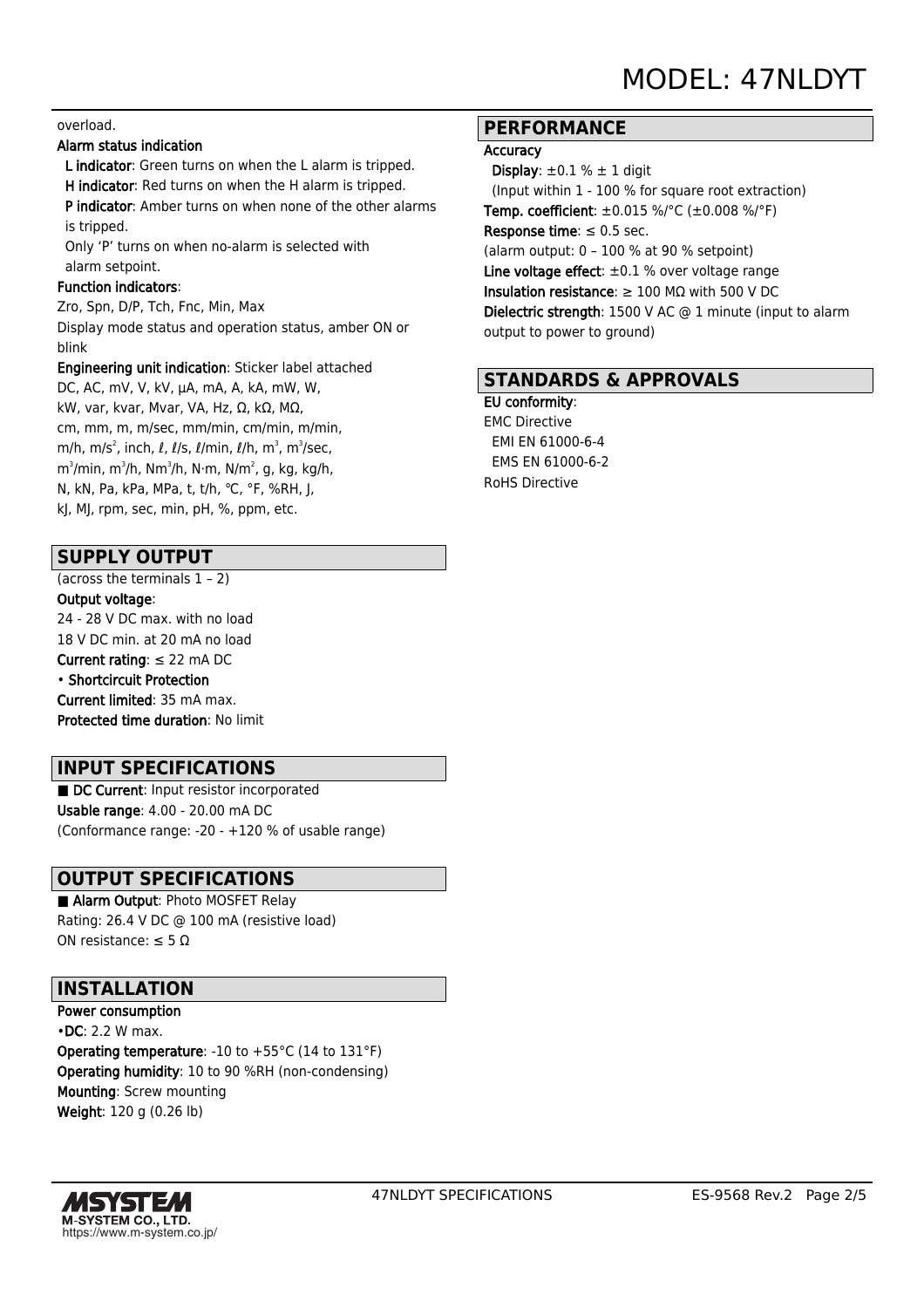overload.

**Alarm status indication**

**L indicator**: Green turns on when the L alarm is tripped.
**H indicator**: Red turns on when the H alarm is tripped.
**P indicator**: Amber turns on when none of the other alarms is tripped.
Only 'P' turns on when no-alarm is selected with alarm setpoint.

**Function indicators**:
Zro, Spn, D/P, Tch, Fnc, Min, Max
Display mode status and operation status, amber ON or blink

**Engineering unit indication**: Sticker label attached
DC, AC, mV, V, kV, μA, mA, A, kA, mW, W, kW, var, kvar, Mvar, VA, Hz, Ω, kΩ, MΩ, cm, mm, m, m/sec, mm/min, cm/min, m/min, m/h, m/s$^2$, inch, ℓ, ℓ/s, ℓ/min, ℓ/h, m$^3$, m$^3$/sec, m$^3$/min, m$^3$/h, Nm$^3$/h, N·m, N/m$^2$, g, kg, kg/h, N, kN, Pa, kPa, MPa, t, t/h, ℃, °F, %RH, J, kJ, MJ, rpm, sec, min, pH, %, ppm, etc.

## SUPPLY OUTPUT

(across the terminals 1 – 2)
**Output voltage**:
24 - 28 V DC max. with no load
18 V DC min. at 20 mA no load
**Current rating**: ≤ 22 mA DC
• **Shortcircuit Protection**
**Current limited**: 35 mA max.
**Protected time duration**: No limit

## INPUT SPECIFICATIONS

■ **DC Current**: Input resistor incorporated
**Usable range**: 4.00 - 20.00 mA DC
(Conformance range: -20 - +120 % of usable range)

## OUTPUT SPECIFICATIONS

■ **Alarm Output**: Photo MOSFET Relay
Rating: 26.4 V DC @ 100 mA (resistive load)
ON resistance: ≤ 5 Ω

## INSTALLATION

**Power consumption**
•**DC**: 2.2 W max.
**Operating temperature**: -10 to +55°C (14 to 131°F)
**Operating humidity**: 10 to 90 %RH (non-condensing)
**Mounting**: Screw mounting
**Weight**: 120 g (0.26 lb)

## PERFORMANCE

**Accuracy**
**Display**: ±0.1 % ± 1 digit
(Input within 1 - 100 % for square root extraction)
**Temp. coefficient**: ±0.015 %/°C (±0.008 %/°F)
**Response time**: ≤ 0.5 sec.
(alarm output: 0 – 100 % at 90 % setpoint)
**Line voltage effect**: ±0.1 % over voltage range
**Insulation resistance**: ≥ 100 MΩ with 500 V DC
**Dielectric strength**: 1500 V AC @ 1 minute (input to alarm output to power to ground)

## STANDARDS & APPROVALS

**EU conformity**:
EMC Directive
EMI EN 61000-6-4
EMS EN 61000-6-2
RoHS Directive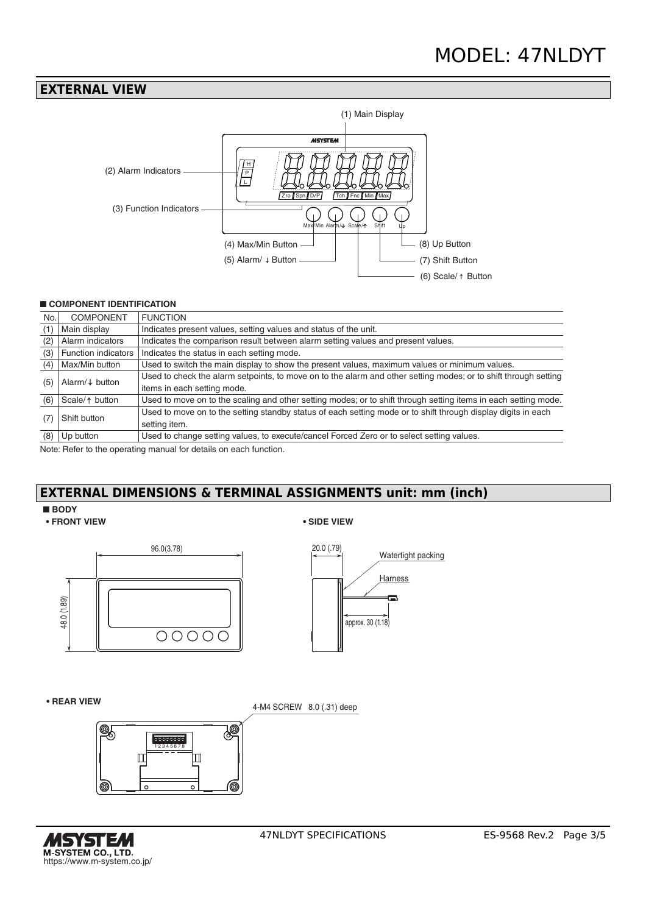## EXTERNAL VIEW

(1) Main Display

(2) Alarm Indicators

(3) Function Indicators

(4) Max/Min Button

(5) Alarm/ ↓ Button

(6) Scale/ ↑ Button

(7) Shift Button

(8) Up Button

### ■ COMPONENT IDENTIFICATION

| No. | COMPONENT | FUNCTION |
|---|---|---|
| (1) | Main display | Indicates present values, setting values and status of the unit. |
| (2) | Alarm indicators | Indicates the comparison result between alarm setting values and present values. |
| (3) | Function indicators | Indicates the status in each setting mode. |
| (4) | Max/Min button | Used to switch the main display to show the present values, maximum values or minimum values. |
| (5) | Alarm/↓ button | Used to check the alarm setpoints, to move on to the alarm and other setting modes; or to shift through setting items in each setting mode. |
| (6) | Scale/↑ button | Used to move on to the scaling and other setting modes; or to shift through setting items in each setting mode. |
| (7) | Shift button | Used to move on to the setting standby status of each setting mode or to shift through display digits in each setting item. |
| (8) | Up button | Used to change setting values, to execute/cancel Forced Zero or to select setting values. |

Note: Refer to the operating manual for details on each function.

## EXTERNAL DIMENSIONS & TERMINAL ASSIGNMENTS unit: mm (inch)

### ■ BODY

**• FRONT VIEW**

96.0(3.78)

48.0 (1.89)

**• SIDE VIEW**

20.0 (.79)

Watertight packing

Harness

approx. 30 (1.18)

**• REAR VIEW**

4-M4 SCREW 8.0 (.31) deep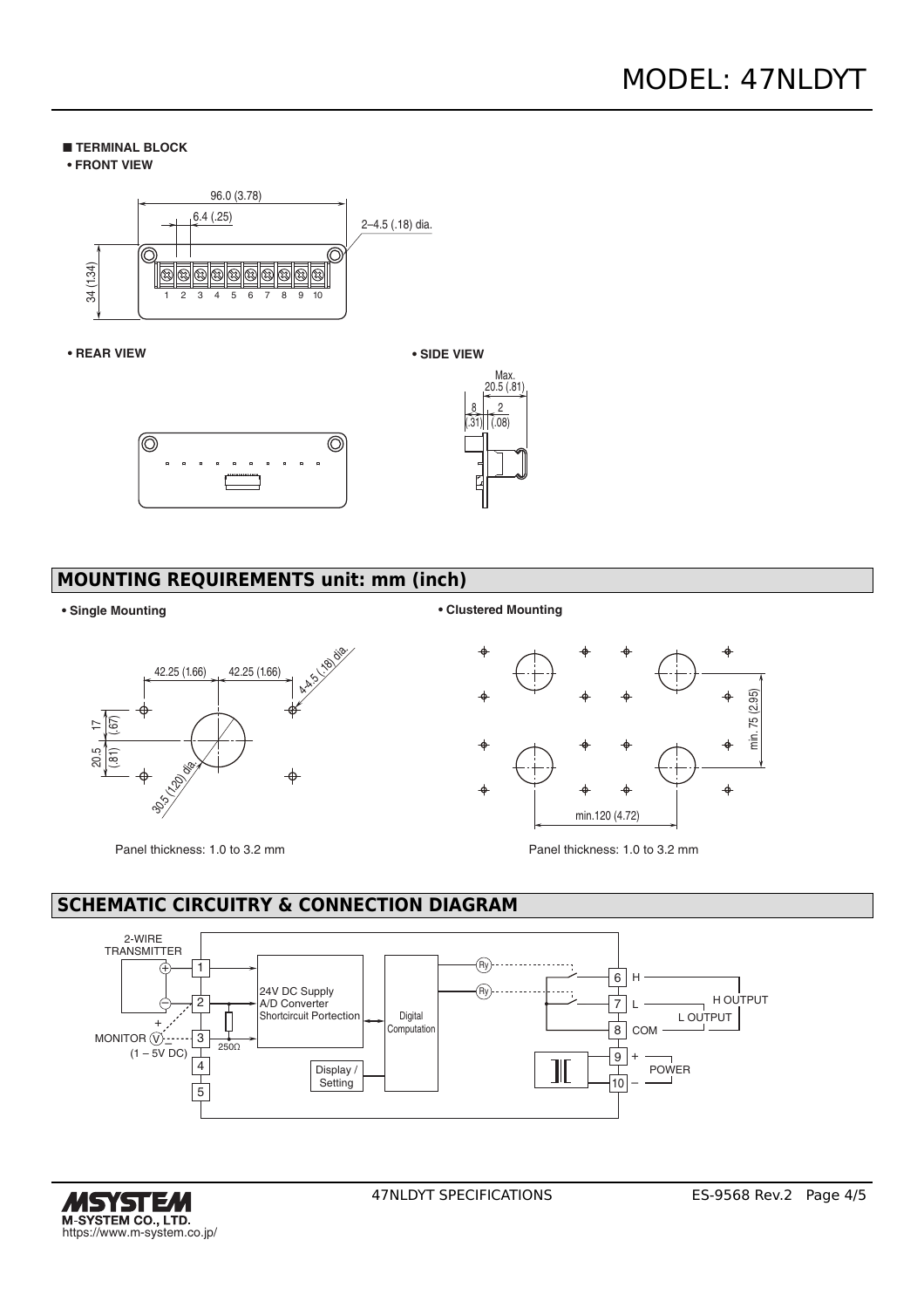■ **TERMINAL BLOCK**

**• FRONT VIEW**

96.0 (3.78)

6.4 (.25)

2–4.5 (.18) dia.

34 (1.34)

1 2 3 4 5 6 7 8 9 10

**• REAR VIEW**

**• SIDE VIEW**

Max. 20.5 (.81)

8 (.31)

2 (.08)

## MOUNTING REQUIREMENTS unit: mm (inch)

**• Single Mounting**

42.25 (1.66) 42.25 (1.66)

4-4.5 (.18) dia.

17 (.67)

20.5 (.81)

30.5 (1.20) dia.

Panel thickness: 1.0 to 3.2 mm

**• Clustered Mounting**

min. 75 (2.95)

min.120 (4.72)

Panel thickness: 1.0 to 3.2 mm

## SCHEMATIC CIRCUITRY & CONNECTION DIAGRAM

2-WIRE TRANSMITTER

MONITOR (1 – 5V DC)

250Ω

24V DC Supply
A/D Converter
Shortcircuit Portection

Digital Computation

Display / Setting

Ry

6 H

7 L

8 COM

H OUTPUT

L OUTPUT

9 +

10 –

POWER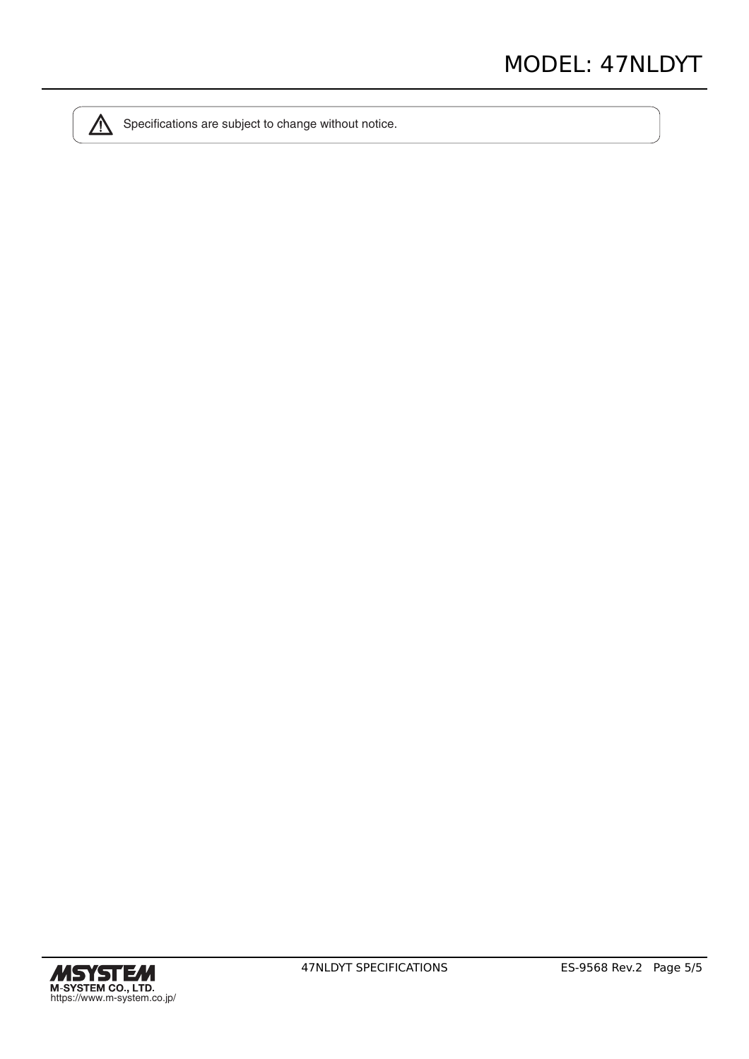⚠ Specifications are subject to change without notice.